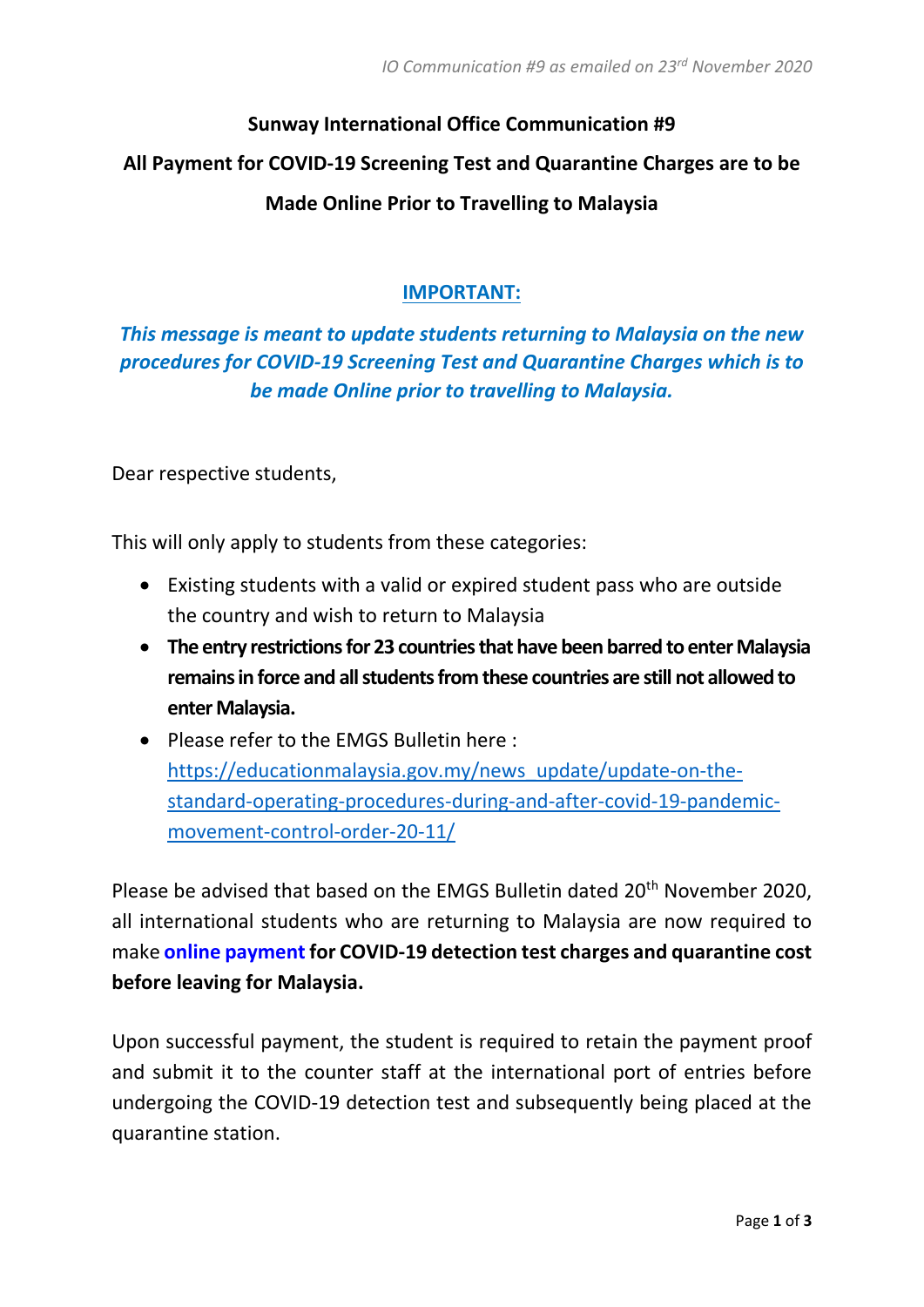*IO Communication #9 as emailed on 23rd November 2020*

**Sunway International Office Communication #9**

**All Payment for COVID-19 Screening Test and Quarantine Charges are to be Made Online Prior to Travelling to Malaysia**

**IMPORTANT:**

***This message is meant to update students returning to Malaysia on the new procedures for COVID-19 Screening Test and Quarantine Charges which is to be made Online prior to travelling to Malaysia.***

Dear respective students,

This will only apply to students from these categories:

- Existing students with a valid or expired student pass who are outside the country and wish to return to Malaysia
- **The entry restrictions for 23 countries that have been barred to enter Malaysia remains in force and all students from these countries are still not allowed to enter Malaysia.**
- Please refer to the EMGS Bulletin here : https://educationmalaysia.gov.my/news_update/update-on-the-standard-operating-procedures-during-and-after-covid-19-pandemic-movement-control-order-20-11/

Please be advised that based on the EMGS Bulletin dated 20th November 2020, all international students who are returning to Malaysia are now required to make **online payment for COVID-19 detection test charges and quarantine cost before leaving for Malaysia.**

Upon successful payment, the student is required to retain the payment proof and submit it to the counter staff at the international port of entries before undergoing the COVID-19 detection test and subsequently being placed at the quarantine station.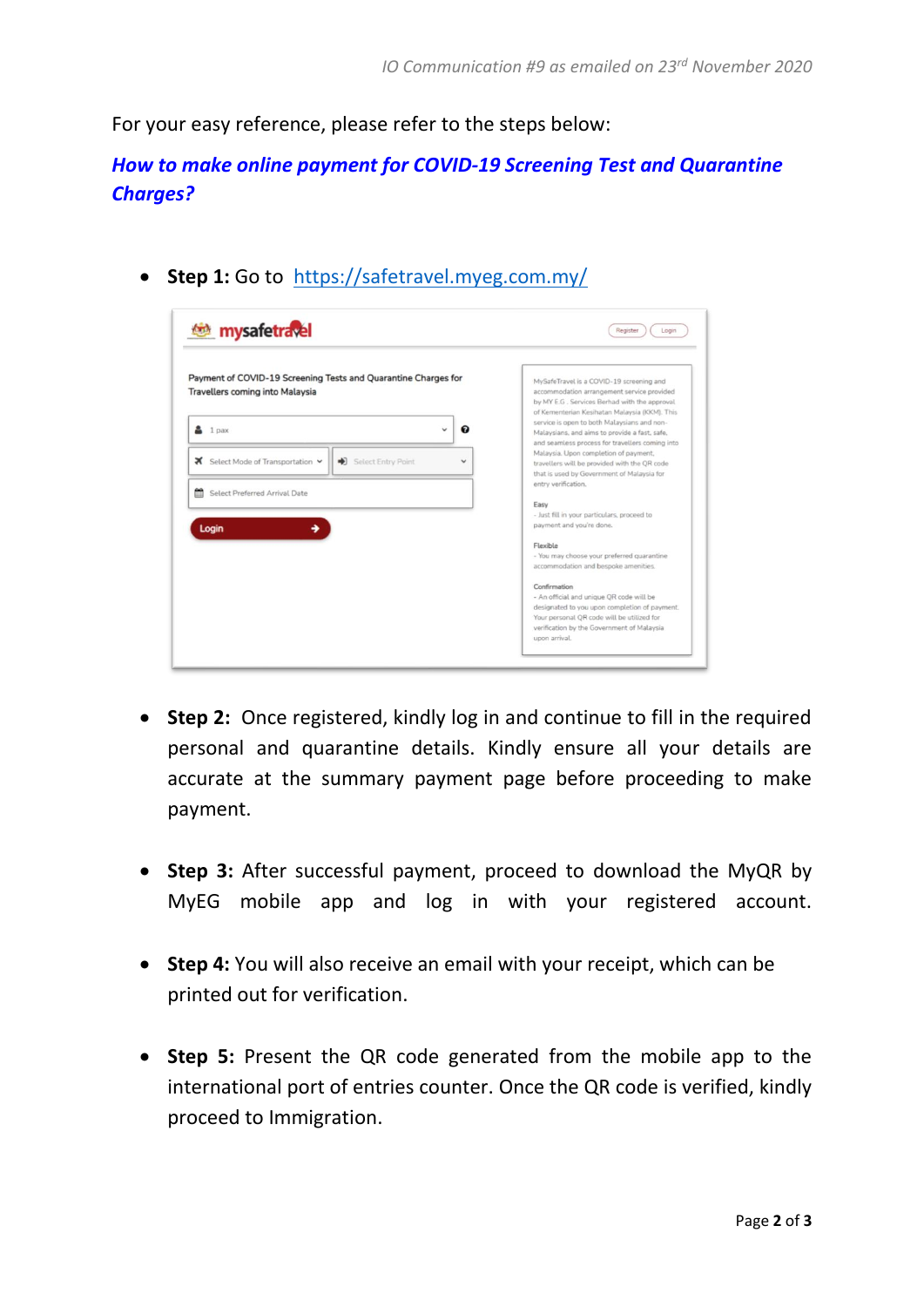For your easy reference, please refer to the steps below:

***How to make online payment for COVID-19 Screening Test and Quarantine Charges?***

- **Step 1:** Go to [https://safetravel.myeg.com.my/](https://safetravel.myeg.com.my/)

- **Step 2:** Once registered, kindly log in and continue to fill in the required personal and quarantine details. Kindly ensure all your details are accurate at the summary payment page before proceeding to make payment.

- **Step 3:** After successful payment, proceed to download the MyQR by MyEG mobile app and log in with your registered account.

- **Step 4:** You will also receive an email with your receipt, which can be printed out for verification.

- **Step 5:** Present the QR code generated from the mobile app to the international port of entries counter. Once the QR code is verified, kindly proceed to Immigration.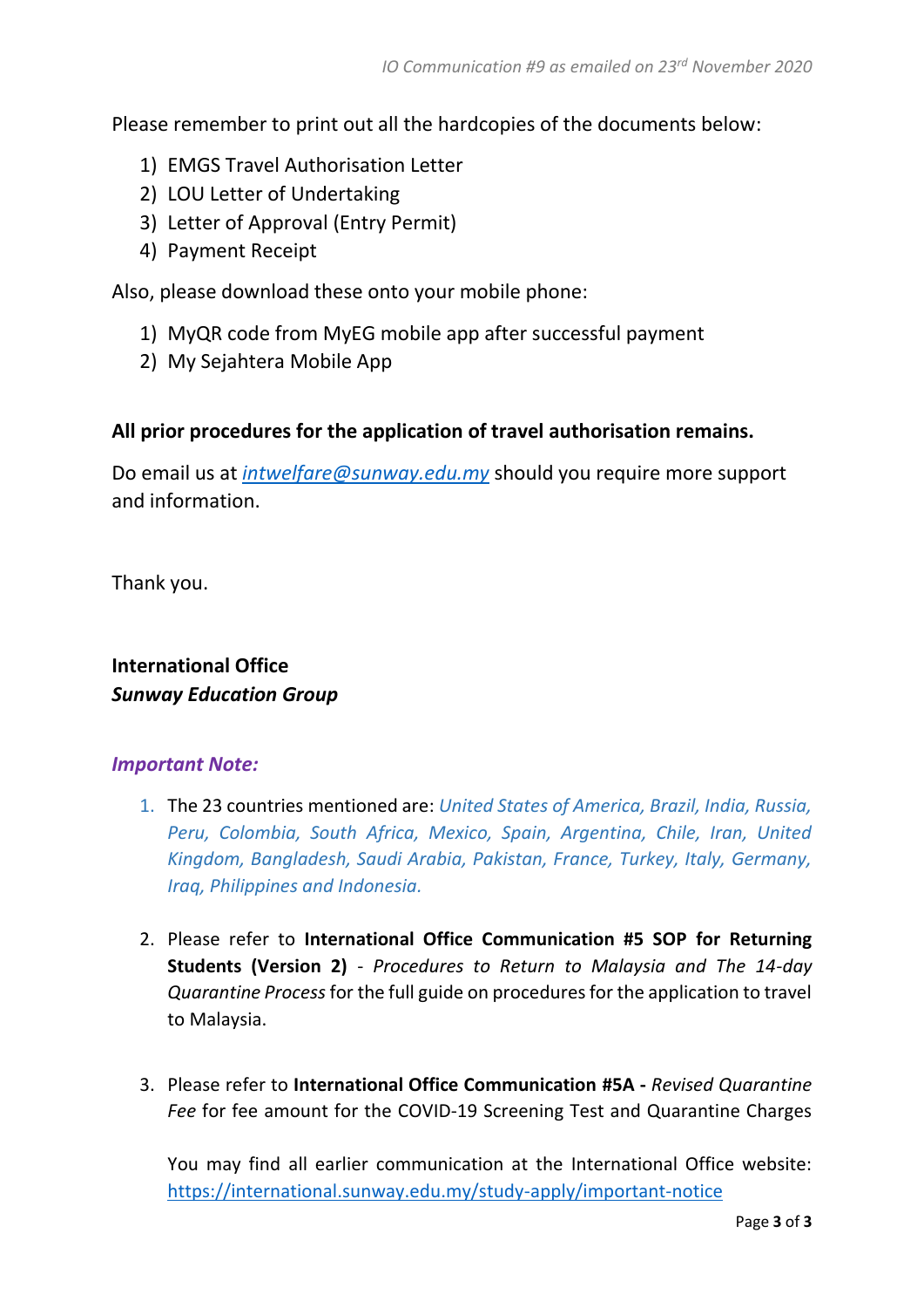Please remember to print out all the hardcopies of the documents below:

1) EMGS Travel Authorisation Letter
2) LOU Letter of Undertaking
3) Letter of Approval (Entry Permit)
4) Payment Receipt

Also, please download these onto your mobile phone:

1) MyQR code from MyEG mobile app after successful payment
2) My Sejahtera Mobile App

**All prior procedures for the application of travel authorisation remains.**

Do email us at *intwelfare@sunway.edu.my* should you require more support and information.

Thank you.

**International Office**
***Sunway Education Group***

***Important Note:***

1. The 23 countries mentioned are: *United States of America, Brazil, India, Russia, Peru, Colombia, South Africa, Mexico, Spain, Argentina, Chile, Iran, United Kingdom, Bangladesh, Saudi Arabia, Pakistan, France, Turkey, Italy, Germany, Iraq, Philippines and Indonesia.*

2. Please refer to **International Office Communication #5 SOP for Returning Students (Version 2)** - *Procedures to Return to Malaysia and The 14-day Quarantine Process* for the full guide on procedures for the application to travel to Malaysia.

3. Please refer to **International Office Communication #5A -** *Revised Quarantine Fee* for fee amount for the COVID-19 Screening Test and Quarantine Charges

   You may find all earlier communication at the International Office website: https://international.sunway.edu.my/study-apply/important-notice